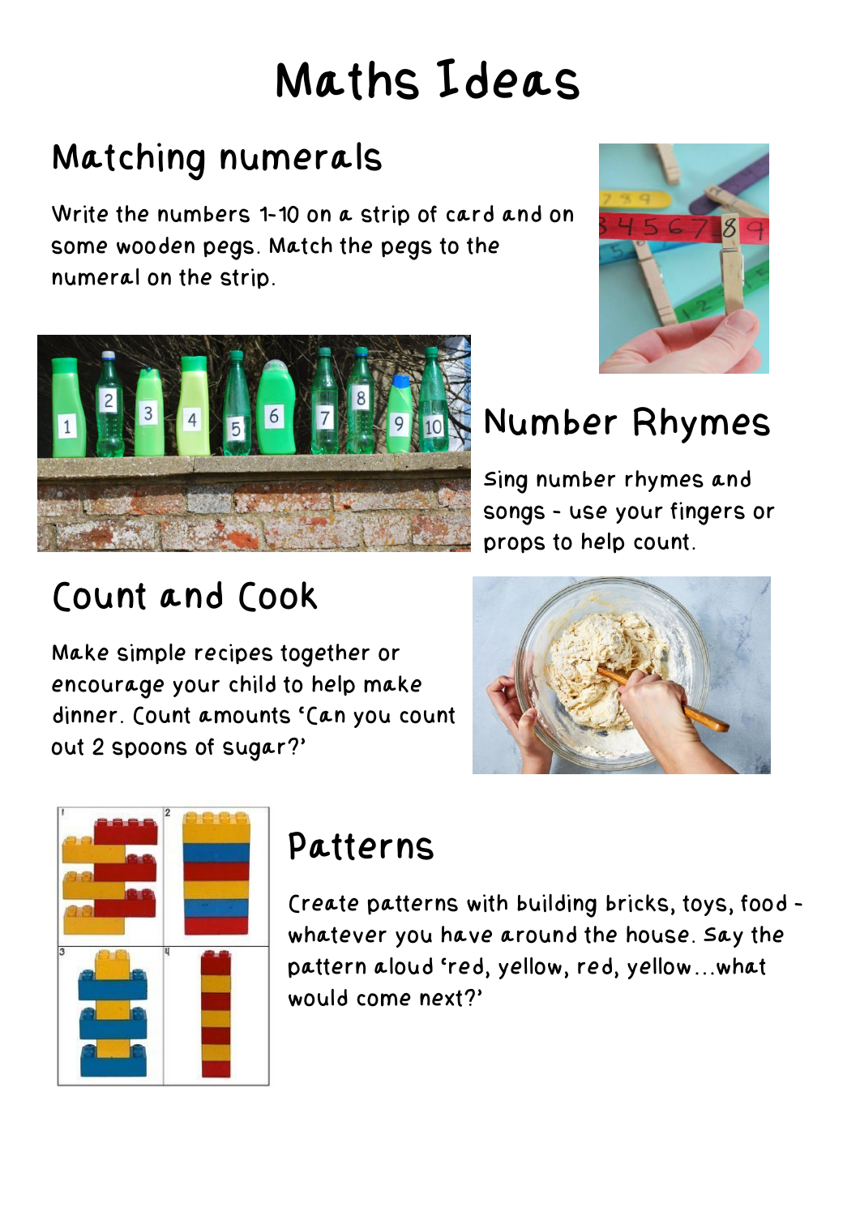# Maths Ideas

## Matching numerals

Write the numbers 1-10 on a strip of card and on some wooden pegs. Match the pegs to the numeral on the strip.

## Number Rhymes

Sing number rhymes and songs - use your fingers or props to help count.

## Count and Cook

Make simple recipes together or encourage your child to help make dinner. Count amounts 'Can you count out 2 spoons of sugar?'

## Patterns

Create patterns with building bricks, toys, food - whatever you have around the house. Say the pattern aloud 'red, yellow, red, yellow…what would come next?'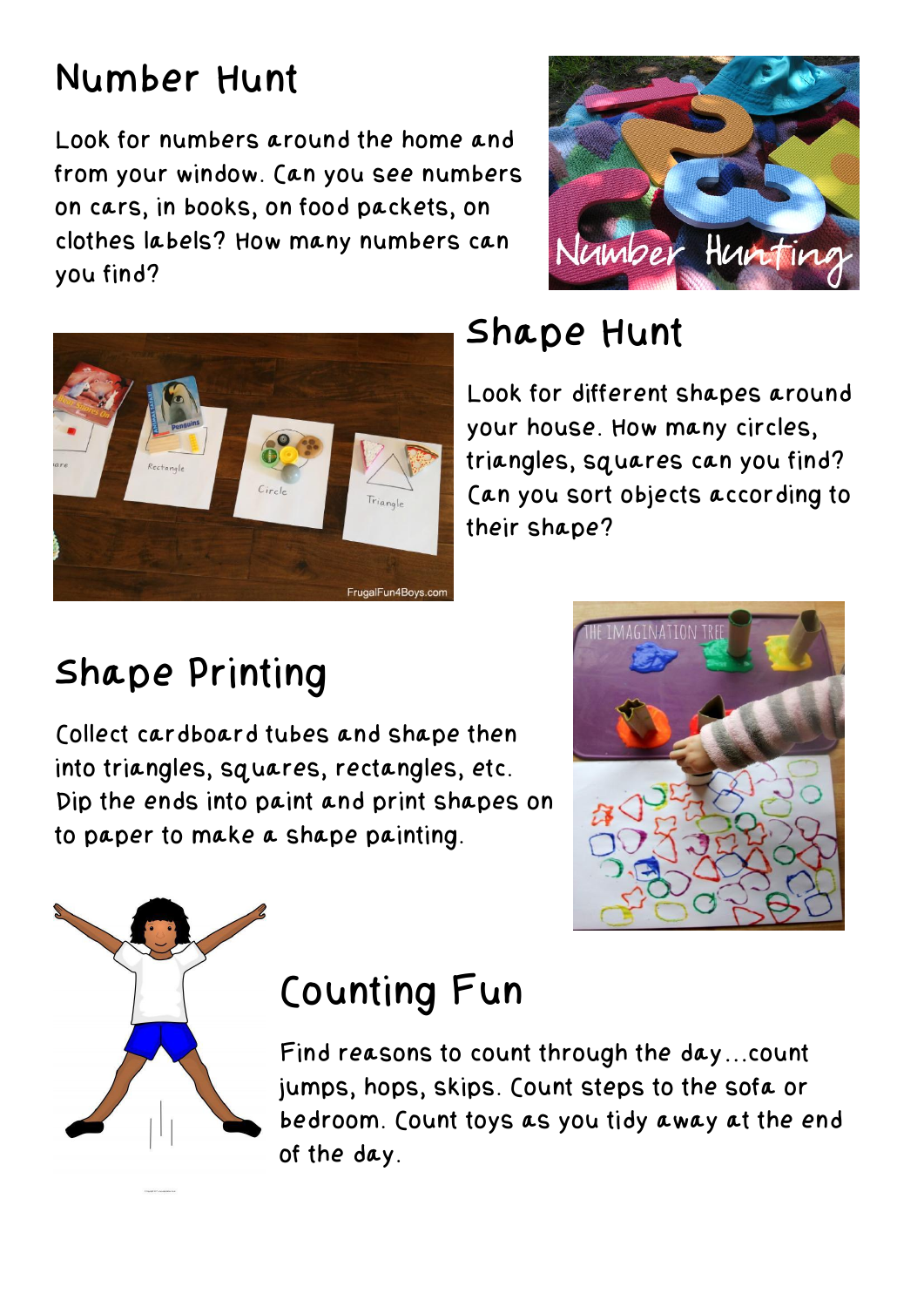## Number Hunt

Look for numbers around the home and from your window. Can you see numbers on cars, in books, on food packets, on clothes labels? How many numbers can you find?

## Shape Hunt

Look for different shapes around your house. How many circles, triangles, squares can you find? Can you sort objects according to their shape?

## Shape Printing

Collect cardboard tubes and shape then into triangles, squares, rectangles, etc. Dip the ends into paint and print shapes on to paper to make a shape painting.

## Counting Fun

Find reasons to count through the day…count jumps, hops, skips. Count steps to the sofa or bedroom. Count toys as you tidy away at the end of the day.